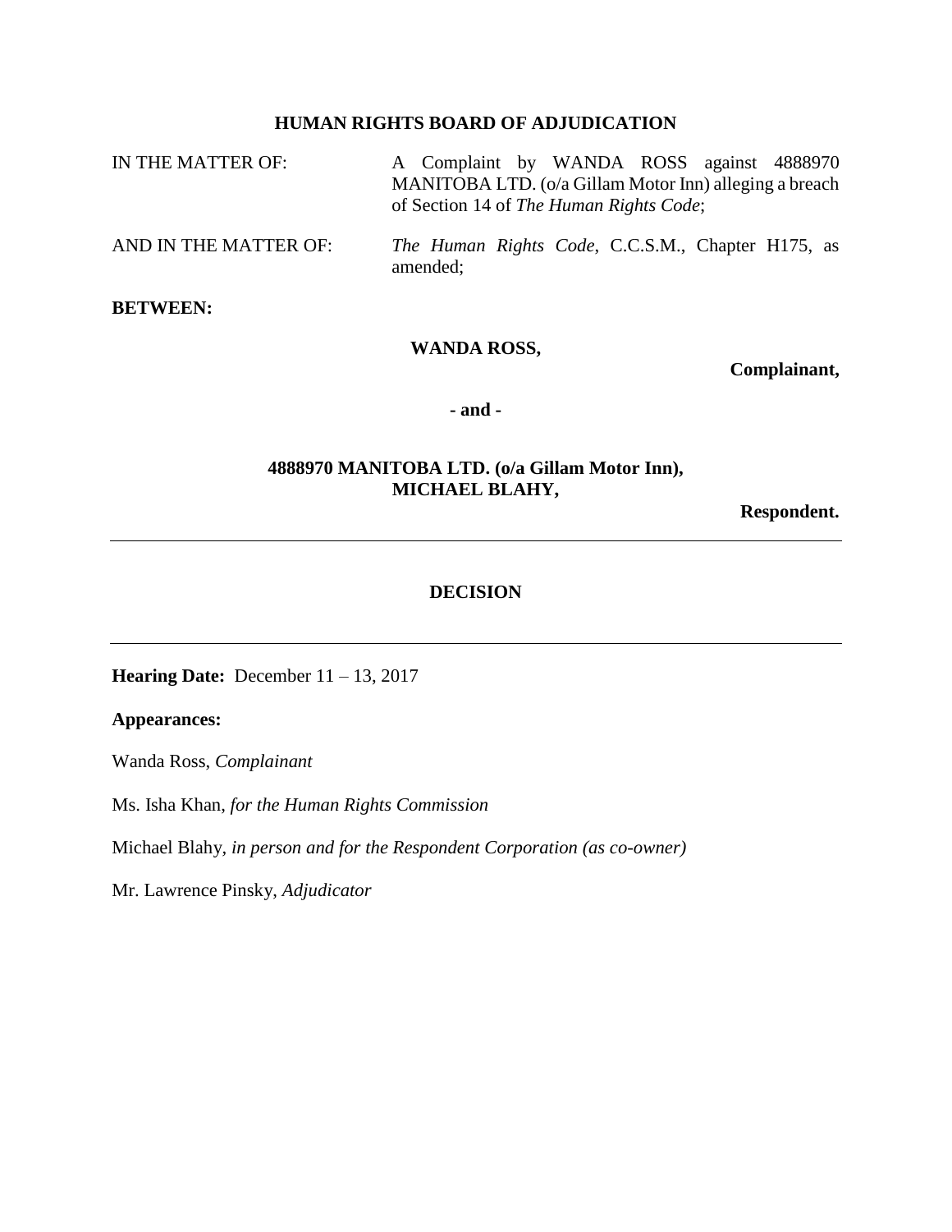**HUMAN RIGHTS BOARD OF ADJUDICATION**

| | |
|---|---|
| IN THE MATTER OF: | A Complaint by WANDA ROSS against 4888970 MANITOBA LTD. (o/a Gillam Motor Inn) alleging a breach of Section 14 of *The Human Rights Code*; |
| AND IN THE MATTER OF: | *The Human Rights Code*, C.C.S.M., Chapter H175, as amended; |

**BETWEEN:**

**WANDA ROSS,**

**Complainant,**

**- and -**

**4888970 MANITOBA LTD. (o/a Gillam Motor Inn), MICHAEL BLAHY,**

**Respondent.**

---

**DECISION**

---

**Hearing Date:** December 11 – 13, 2017

**Appearances:**

Wanda Ross, *Complainant*

Ms. Isha Khan, *for the Human Rights Commission*

Michael Blahy, *in person and for the Respondent Corporation (as co-owner)*

Mr. Lawrence Pinsky, *Adjudicator*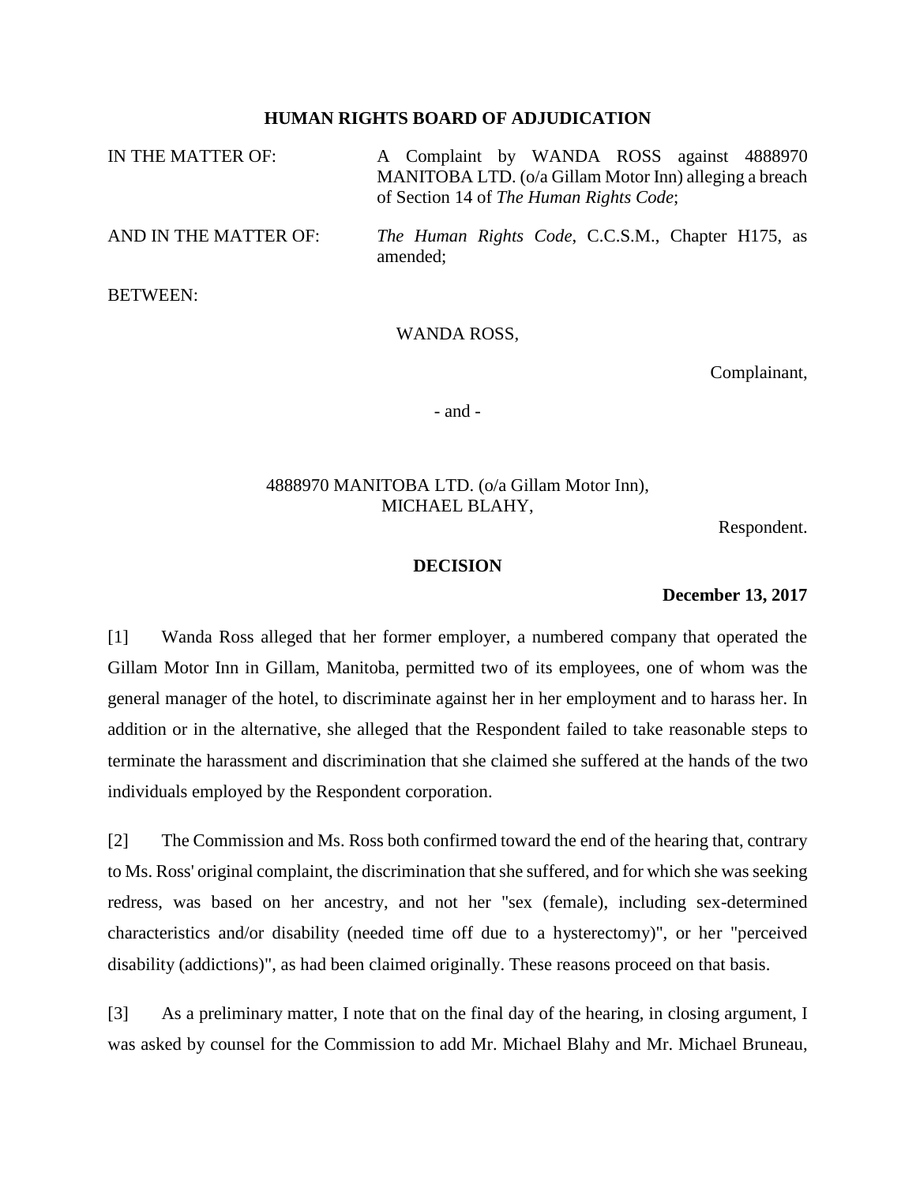**HUMAN RIGHTS BOARD OF ADJUDICATION**

IN THE MATTER OF: A Complaint by WANDA ROSS against 4888970 MANITOBA LTD. (o/a Gillam Motor Inn) alleging a breach of Section 14 of *The Human Rights Code*;

AND IN THE MATTER OF: *The Human Rights Code*, C.C.S.M., Chapter H175, as amended;

BETWEEN:

WANDA ROSS,

Complainant,

- and -

4888970 MANITOBA LTD. (o/a Gillam Motor Inn), MICHAEL BLAHY,

Respondent.

**DECISION**

**December 13, 2017**

[1] Wanda Ross alleged that her former employer, a numbered company that operated the Gillam Motor Inn in Gillam, Manitoba, permitted two of its employees, one of whom was the general manager of the hotel, to discriminate against her in her employment and to harass her. In addition or in the alternative, she alleged that the Respondent failed to take reasonable steps to terminate the harassment and discrimination that she claimed she suffered at the hands of the two individuals employed by the Respondent corporation.

[2] The Commission and Ms. Ross both confirmed toward the end of the hearing that, contrary to Ms. Ross' original complaint, the discrimination that she suffered, and for which she was seeking redress, was based on her ancestry, and not her "sex (female), including sex-determined characteristics and/or disability (needed time off due to a hysterectomy)", or her "perceived disability (addictions)", as had been claimed originally. These reasons proceed on that basis.

[3] As a preliminary matter, I note that on the final day of the hearing, in closing argument, I was asked by counsel for the Commission to add Mr. Michael Blahy and Mr. Michael Bruneau,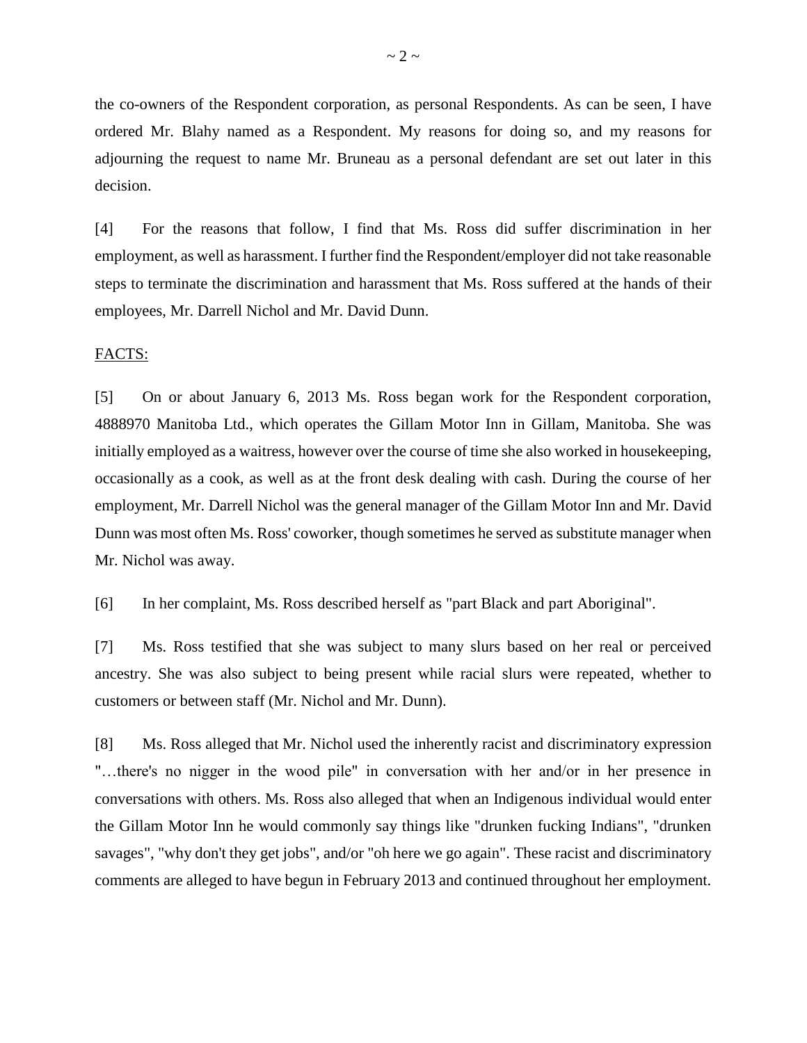the co-owners of the Respondent corporation, as personal Respondents. As can be seen, I have ordered Mr. Blahy named as a Respondent. My reasons for doing so, and my reasons for adjourning the request to name Mr. Bruneau as a personal defendant are set out later in this decision.

[4] For the reasons that follow, I find that Ms. Ross did suffer discrimination in her employment, as well as harassment. I further find the Respondent/employer did not take reasonable steps to terminate the discrimination and harassment that Ms. Ross suffered at the hands of their employees, Mr. Darrell Nichol and Mr. David Dunn.

<u>FACTS:</u>

[5] On or about January 6, 2013 Ms. Ross began work for the Respondent corporation, 4888970 Manitoba Ltd., which operates the Gillam Motor Inn in Gillam, Manitoba. She was initially employed as a waitress, however over the course of time she also worked in housekeeping, occasionally as a cook, as well as at the front desk dealing with cash. During the course of her employment, Mr. Darrell Nichol was the general manager of the Gillam Motor Inn and Mr. David Dunn was most often Ms. Ross' coworker, though sometimes he served as substitute manager when Mr. Nichol was away.

[6] In her complaint, Ms. Ross described herself as "part Black and part Aboriginal".

[7] Ms. Ross testified that she was subject to many slurs based on her real or perceived ancestry. She was also subject to being present while racial slurs were repeated, whether to customers or between staff (Mr. Nichol and Mr. Dunn).

[8] Ms. Ross alleged that Mr. Nichol used the inherently racist and discriminatory expression "…there's no nigger in the wood pile" in conversation with her and/or in her presence in conversations with others. Ms. Ross also alleged that when an Indigenous individual would enter the Gillam Motor Inn he would commonly say things like "drunken fucking Indians", "drunken savages", "why don't they get jobs", and/or "oh here we go again". These racist and discriminatory comments are alleged to have begun in February 2013 and continued throughout her employment.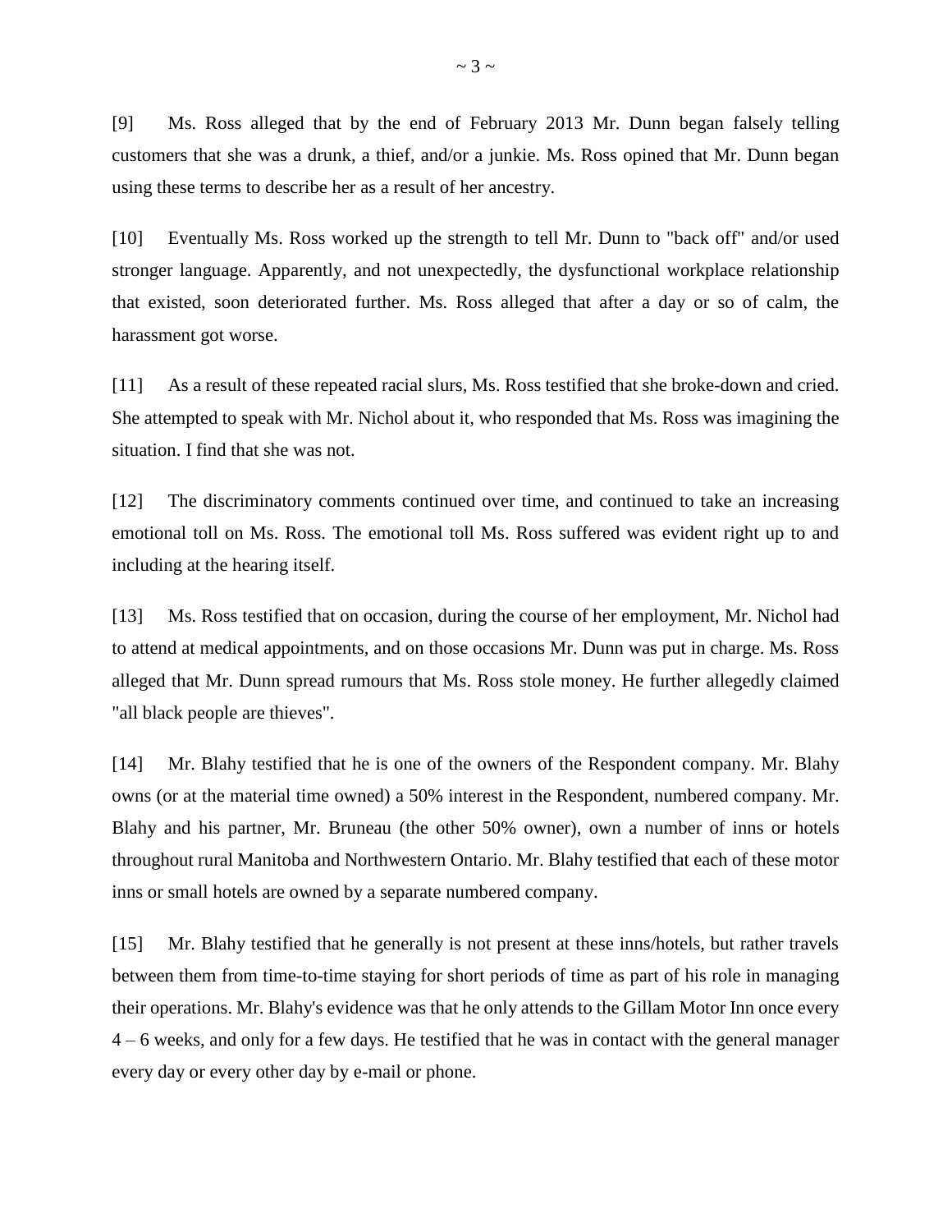[9] Ms. Ross alleged that by the end of February 2013 Mr. Dunn began falsely telling customers that she was a drunk, a thief, and/or a junkie. Ms. Ross opined that Mr. Dunn began using these terms to describe her as a result of her ancestry.

[10] Eventually Ms. Ross worked up the strength to tell Mr. Dunn to "back off" and/or used stronger language. Apparently, and not unexpectedly, the dysfunctional workplace relationship that existed, soon deteriorated further. Ms. Ross alleged that after a day or so of calm, the harassment got worse.

[11] As a result of these repeated racial slurs, Ms. Ross testified that she broke-down and cried. She attempted to speak with Mr. Nichol about it, who responded that Ms. Ross was imagining the situation. I find that she was not.

[12] The discriminatory comments continued over time, and continued to take an increasing emotional toll on Ms. Ross. The emotional toll Ms. Ross suffered was evident right up to and including at the hearing itself.

[13] Ms. Ross testified that on occasion, during the course of her employment, Mr. Nichol had to attend at medical appointments, and on those occasions Mr. Dunn was put in charge. Ms. Ross alleged that Mr. Dunn spread rumours that Ms. Ross stole money. He further allegedly claimed "all black people are thieves".

[14] Mr. Blahy testified that he is one of the owners of the Respondent company. Mr. Blahy owns (or at the material time owned) a 50% interest in the Respondent, numbered company. Mr. Blahy and his partner, Mr. Bruneau (the other 50% owner), own a number of inns or hotels throughout rural Manitoba and Northwestern Ontario. Mr. Blahy testified that each of these motor inns or small hotels are owned by a separate numbered company.

[15] Mr. Blahy testified that he generally is not present at these inns/hotels, but rather travels between them from time-to-time staying for short periods of time as part of his role in managing their operations. Mr. Blahy's evidence was that he only attends to the Gillam Motor Inn once every 4 – 6 weeks, and only for a few days. He testified that he was in contact with the general manager every day or every other day by e-mail or phone.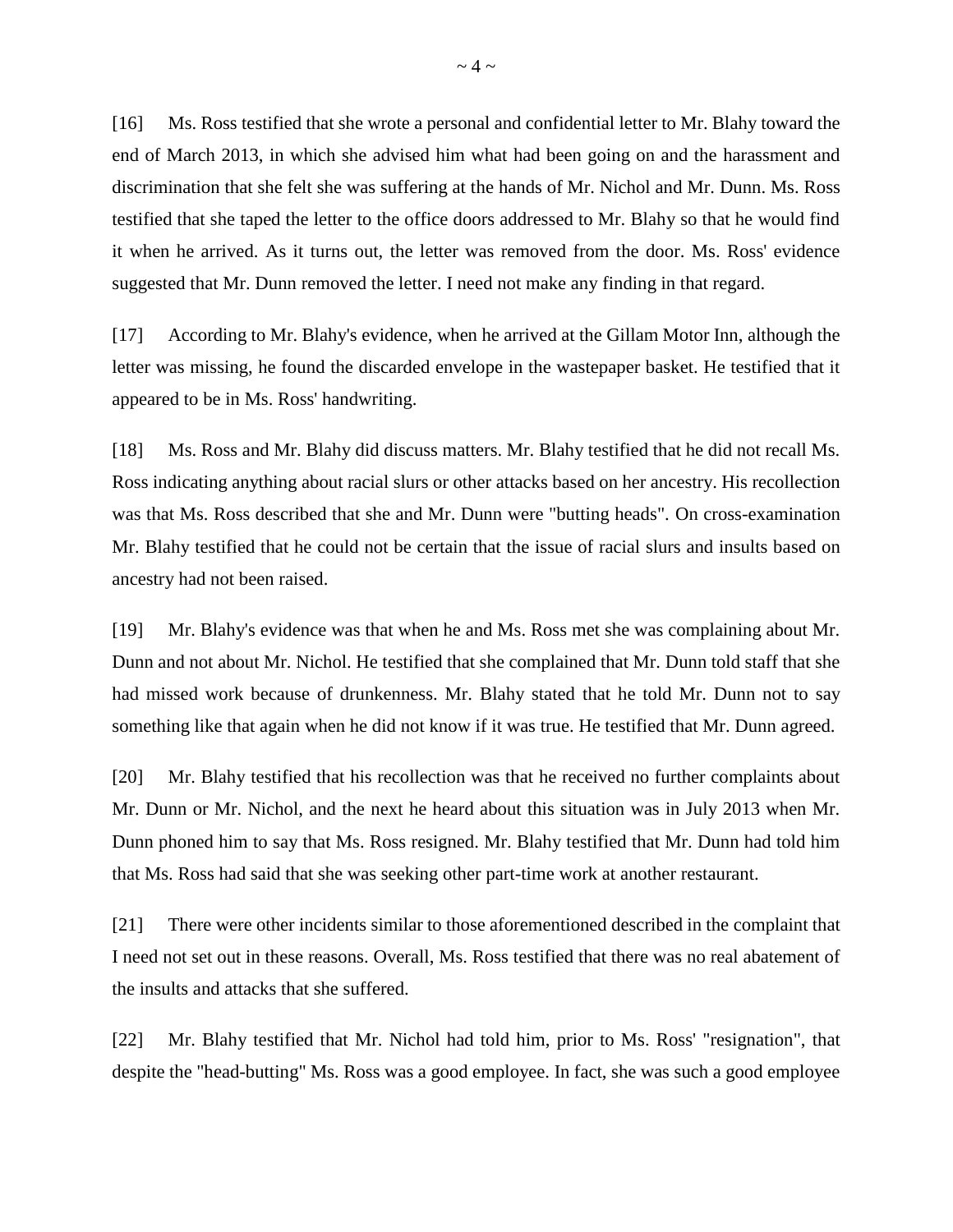[16] Ms. Ross testified that she wrote a personal and confidential letter to Mr. Blahy toward the end of March 2013, in which she advised him what had been going on and the harassment and discrimination that she felt she was suffering at the hands of Mr. Nichol and Mr. Dunn. Ms. Ross testified that she taped the letter to the office doors addressed to Mr. Blahy so that he would find it when he arrived. As it turns out, the letter was removed from the door. Ms. Ross' evidence suggested that Mr. Dunn removed the letter. I need not make any finding in that regard.

[17] According to Mr. Blahy's evidence, when he arrived at the Gillam Motor Inn, although the letter was missing, he found the discarded envelope in the wastepaper basket. He testified that it appeared to be in Ms. Ross' handwriting.

[18] Ms. Ross and Mr. Blahy did discuss matters. Mr. Blahy testified that he did not recall Ms. Ross indicating anything about racial slurs or other attacks based on her ancestry. His recollection was that Ms. Ross described that she and Mr. Dunn were "butting heads". On cross-examination Mr. Blahy testified that he could not be certain that the issue of racial slurs and insults based on ancestry had not been raised.

[19] Mr. Blahy's evidence was that when he and Ms. Ross met she was complaining about Mr. Dunn and not about Mr. Nichol. He testified that she complained that Mr. Dunn told staff that she had missed work because of drunkenness. Mr. Blahy stated that he told Mr. Dunn not to say something like that again when he did not know if it was true. He testified that Mr. Dunn agreed.

[20] Mr. Blahy testified that his recollection was that he received no further complaints about Mr. Dunn or Mr. Nichol, and the next he heard about this situation was in July 2013 when Mr. Dunn phoned him to say that Ms. Ross resigned. Mr. Blahy testified that Mr. Dunn had told him that Ms. Ross had said that she was seeking other part-time work at another restaurant.

[21] There were other incidents similar to those aforementioned described in the complaint that I need not set out in these reasons. Overall, Ms. Ross testified that there was no real abatement of the insults and attacks that she suffered.

[22] Mr. Blahy testified that Mr. Nichol had told him, prior to Ms. Ross' "resignation", that despite the "head-butting" Ms. Ross was a good employee. In fact, she was such a good employee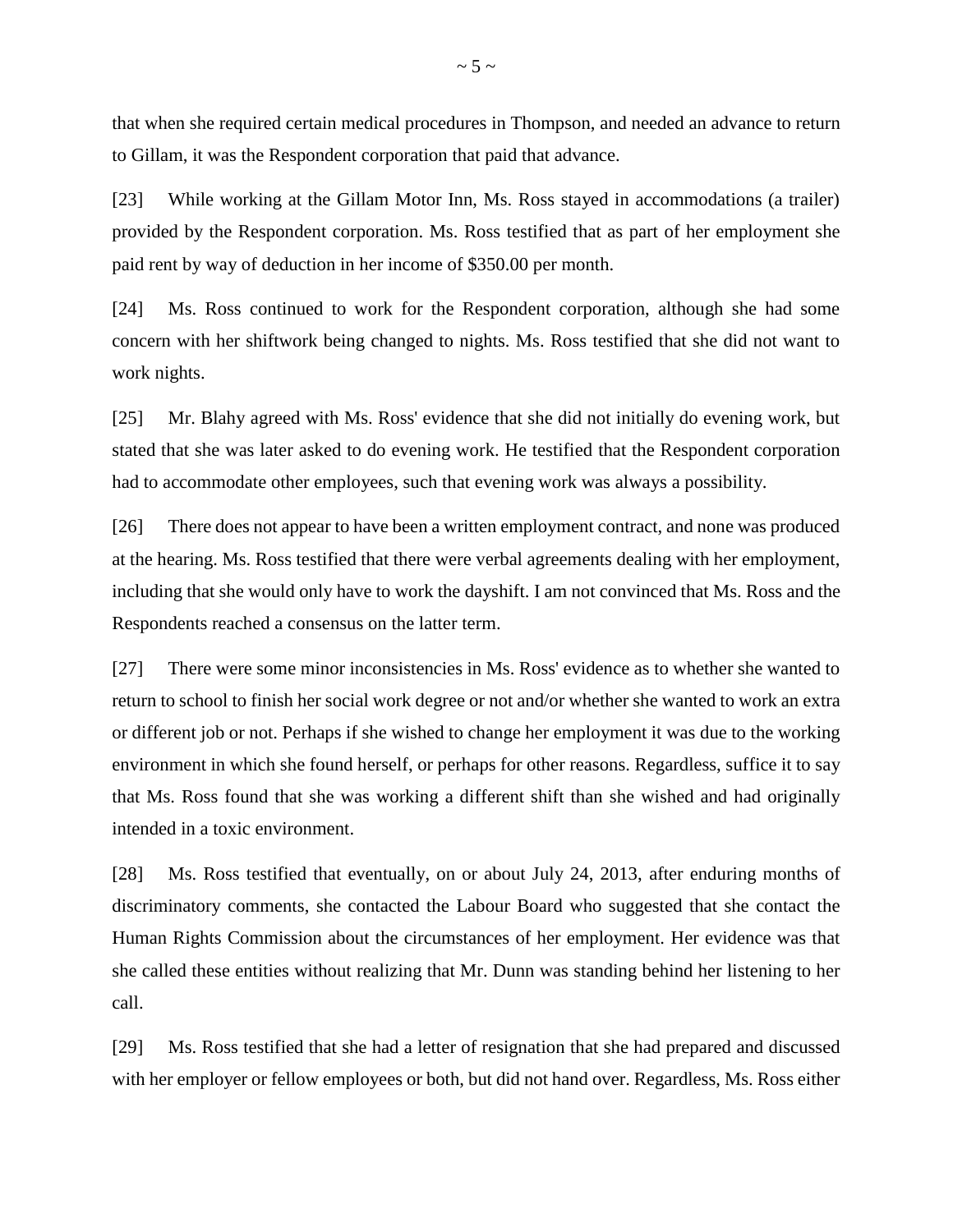that when she required certain medical procedures in Thompson, and needed an advance to return to Gillam, it was the Respondent corporation that paid that advance.

[23] While working at the Gillam Motor Inn, Ms. Ross stayed in accommodations (a trailer) provided by the Respondent corporation. Ms. Ross testified that as part of her employment she paid rent by way of deduction in her income of $350.00 per month.

[24] Ms. Ross continued to work for the Respondent corporation, although she had some concern with her shiftwork being changed to nights. Ms. Ross testified that she did not want to work nights.

[25] Mr. Blahy agreed with Ms. Ross' evidence that she did not initially do evening work, but stated that she was later asked to do evening work. He testified that the Respondent corporation had to accommodate other employees, such that evening work was always a possibility.

[26] There does not appear to have been a written employment contract, and none was produced at the hearing. Ms. Ross testified that there were verbal agreements dealing with her employment, including that she would only have to work the dayshift. I am not convinced that Ms. Ross and the Respondents reached a consensus on the latter term.

[27] There were some minor inconsistencies in Ms. Ross' evidence as to whether she wanted to return to school to finish her social work degree or not and/or whether she wanted to work an extra or different job or not. Perhaps if she wished to change her employment it was due to the working environment in which she found herself, or perhaps for other reasons. Regardless, suffice it to say that Ms. Ross found that she was working a different shift than she wished and had originally intended in a toxic environment.

[28] Ms. Ross testified that eventually, on or about July 24, 2013, after enduring months of discriminatory comments, she contacted the Labour Board who suggested that she contact the Human Rights Commission about the circumstances of her employment. Her evidence was that she called these entities without realizing that Mr. Dunn was standing behind her listening to her call.

[29] Ms. Ross testified that she had a letter of resignation that she had prepared and discussed with her employer or fellow employees or both, but did not hand over. Regardless, Ms. Ross either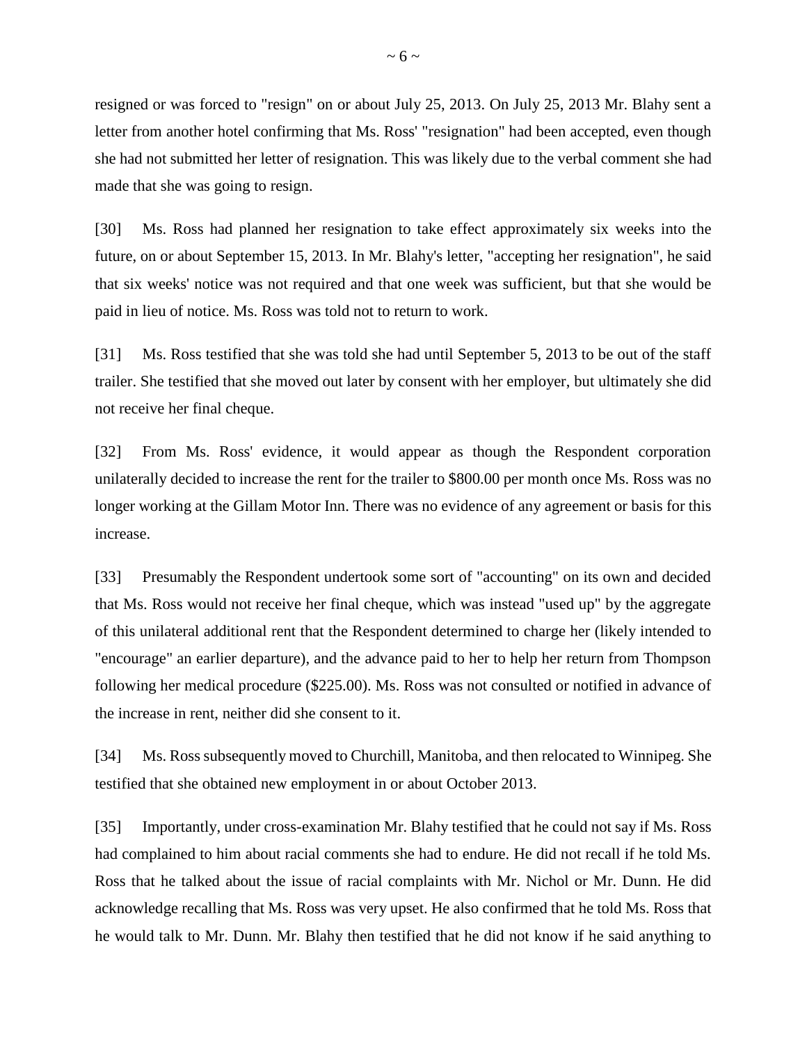resigned or was forced to "resign" on or about July 25, 2013. On July 25, 2013 Mr. Blahy sent a letter from another hotel confirming that Ms. Ross' "resignation" had been accepted, even though she had not submitted her letter of resignation. This was likely due to the verbal comment she had made that she was going to resign.

[30] Ms. Ross had planned her resignation to take effect approximately six weeks into the future, on or about September 15, 2013. In Mr. Blahy's letter, "accepting her resignation", he said that six weeks' notice was not required and that one week was sufficient, but that she would be paid in lieu of notice. Ms. Ross was told not to return to work.

[31] Ms. Ross testified that she was told she had until September 5, 2013 to be out of the staff trailer. She testified that she moved out later by consent with her employer, but ultimately she did not receive her final cheque.

[32] From Ms. Ross' evidence, it would appear as though the Respondent corporation unilaterally decided to increase the rent for the trailer to $800.00 per month once Ms. Ross was no longer working at the Gillam Motor Inn. There was no evidence of any agreement or basis for this increase.

[33] Presumably the Respondent undertook some sort of "accounting" on its own and decided that Ms. Ross would not receive her final cheque, which was instead "used up" by the aggregate of this unilateral additional rent that the Respondent determined to charge her (likely intended to "encourage" an earlier departure), and the advance paid to her to help her return from Thompson following her medical procedure ($225.00). Ms. Ross was not consulted or notified in advance of the increase in rent, neither did she consent to it.

[34] Ms. Ross subsequently moved to Churchill, Manitoba, and then relocated to Winnipeg. She testified that she obtained new employment in or about October 2013.

[35] Importantly, under cross-examination Mr. Blahy testified that he could not say if Ms. Ross had complained to him about racial comments she had to endure. He did not recall if he told Ms. Ross that he talked about the issue of racial complaints with Mr. Nichol or Mr. Dunn. He did acknowledge recalling that Ms. Ross was very upset. He also confirmed that he told Ms. Ross that he would talk to Mr. Dunn. Mr. Blahy then testified that he did not know if he said anything to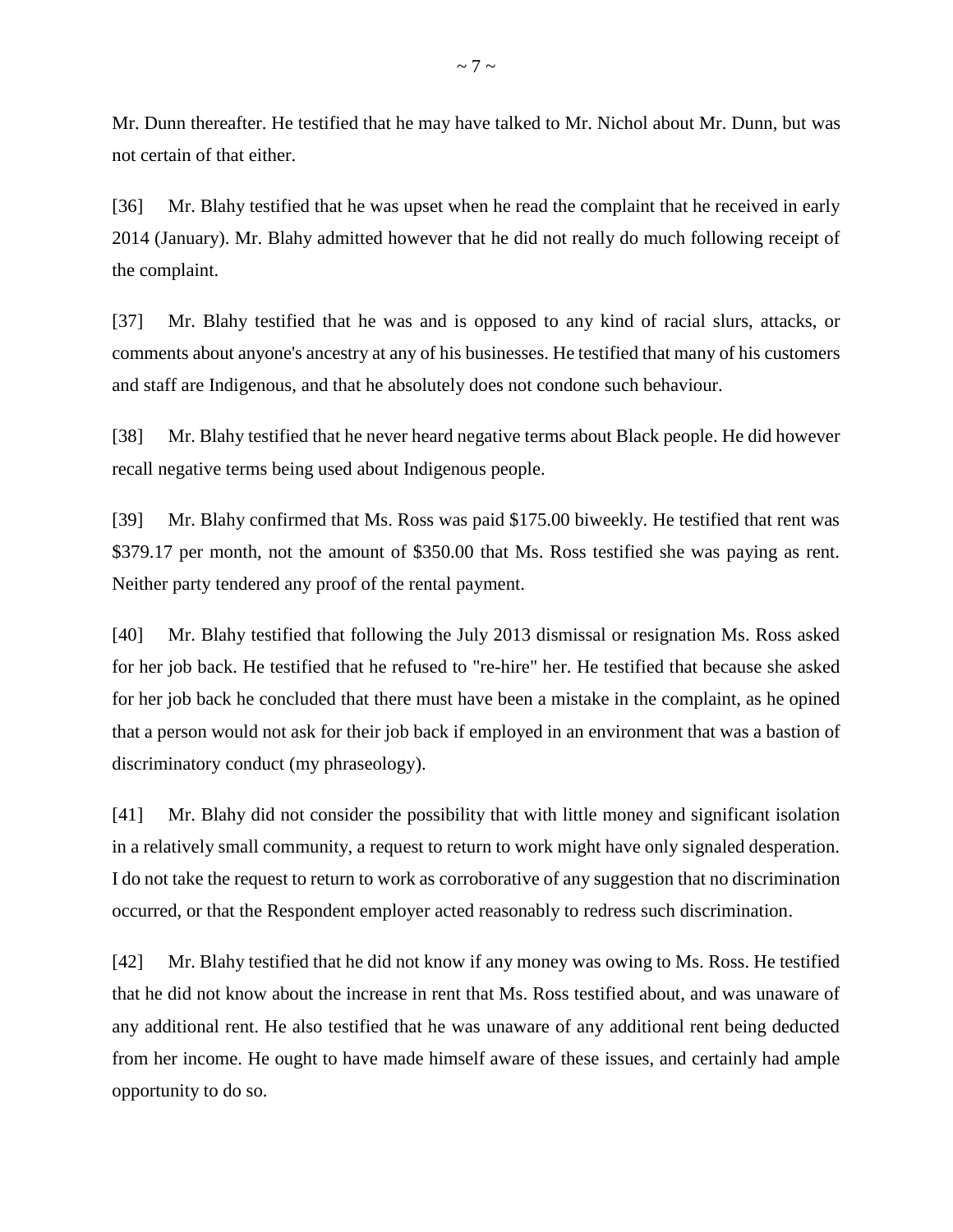Mr. Dunn thereafter. He testified that he may have talked to Mr. Nichol about Mr. Dunn, but was not certain of that either.

[36] Mr. Blahy testified that he was upset when he read the complaint that he received in early 2014 (January). Mr. Blahy admitted however that he did not really do much following receipt of the complaint.

[37] Mr. Blahy testified that he was and is opposed to any kind of racial slurs, attacks, or comments about anyone's ancestry at any of his businesses. He testified that many of his customers and staff are Indigenous, and that he absolutely does not condone such behaviour.

[38] Mr. Blahy testified that he never heard negative terms about Black people. He did however recall negative terms being used about Indigenous people.

[39] Mr. Blahy confirmed that Ms. Ross was paid $175.00 biweekly. He testified that rent was $379.17 per month, not the amount of $350.00 that Ms. Ross testified she was paying as rent. Neither party tendered any proof of the rental payment.

[40] Mr. Blahy testified that following the July 2013 dismissal or resignation Ms. Ross asked for her job back. He testified that he refused to "re-hire" her. He testified that because she asked for her job back he concluded that there must have been a mistake in the complaint, as he opined that a person would not ask for their job back if employed in an environment that was a bastion of discriminatory conduct (my phraseology).

[41] Mr. Blahy did not consider the possibility that with little money and significant isolation in a relatively small community, a request to return to work might have only signaled desperation. I do not take the request to return to work as corroborative of any suggestion that no discrimination occurred, or that the Respondent employer acted reasonably to redress such discrimination.

[42] Mr. Blahy testified that he did not know if any money was owing to Ms. Ross. He testified that he did not know about the increase in rent that Ms. Ross testified about, and was unaware of any additional rent. He also testified that he was unaware of any additional rent being deducted from her income. He ought to have made himself aware of these issues, and certainly had ample opportunity to do so.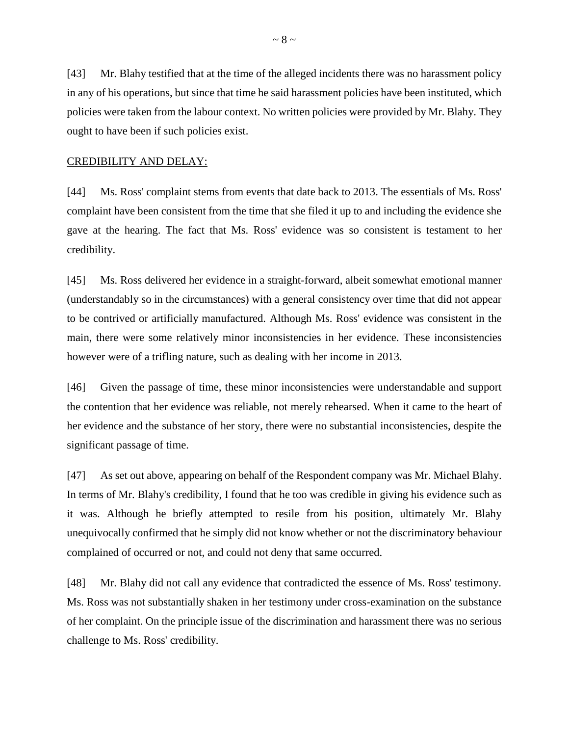[43] Mr. Blahy testified that at the time of the alleged incidents there was no harassment policy in any of his operations, but since that time he said harassment policies have been instituted, which policies were taken from the labour context. No written policies were provided by Mr. Blahy. They ought to have been if such policies exist.

<u>CREDIBILITY AND DELAY:</u>

[44] Ms. Ross' complaint stems from events that date back to 2013. The essentials of Ms. Ross' complaint have been consistent from the time that she filed it up to and including the evidence she gave at the hearing. The fact that Ms. Ross' evidence was so consistent is testament to her credibility.

[45] Ms. Ross delivered her evidence in a straight-forward, albeit somewhat emotional manner (understandably so in the circumstances) with a general consistency over time that did not appear to be contrived or artificially manufactured. Although Ms. Ross' evidence was consistent in the main, there were some relatively minor inconsistencies in her evidence. These inconsistencies however were of a trifling nature, such as dealing with her income in 2013.

[46] Given the passage of time, these minor inconsistencies were understandable and support the contention that her evidence was reliable, not merely rehearsed. When it came to the heart of her evidence and the substance of her story, there were no substantial inconsistencies, despite the significant passage of time.

[47] As set out above, appearing on behalf of the Respondent company was Mr. Michael Blahy. In terms of Mr. Blahy's credibility, I found that he too was credible in giving his evidence such as it was. Although he briefly attempted to resile from his position, ultimately Mr. Blahy unequivocally confirmed that he simply did not know whether or not the discriminatory behaviour complained of occurred or not, and could not deny that same occurred.

[48] Mr. Blahy did not call any evidence that contradicted the essence of Ms. Ross' testimony. Ms. Ross was not substantially shaken in her testimony under cross-examination on the substance of her complaint. On the principle issue of the discrimination and harassment there was no serious challenge to Ms. Ross' credibility.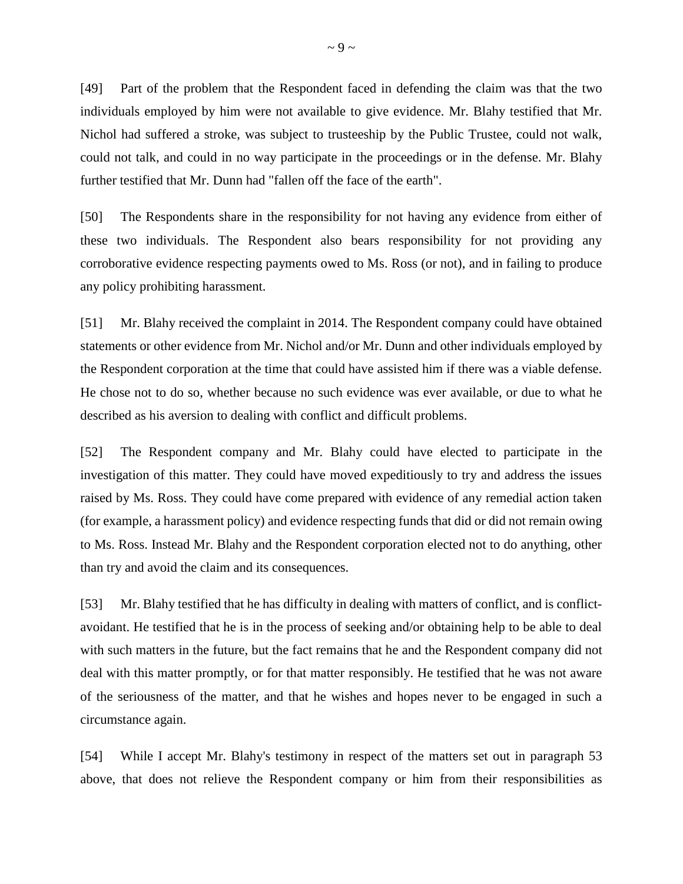[49] Part of the problem that the Respondent faced in defending the claim was that the two individuals employed by him were not available to give evidence. Mr. Blahy testified that Mr. Nichol had suffered a stroke, was subject to trusteeship by the Public Trustee, could not walk, could not talk, and could in no way participate in the proceedings or in the defense. Mr. Blahy further testified that Mr. Dunn had "fallen off the face of the earth".

[50] The Respondents share in the responsibility for not having any evidence from either of these two individuals. The Respondent also bears responsibility for not providing any corroborative evidence respecting payments owed to Ms. Ross (or not), and in failing to produce any policy prohibiting harassment.

[51] Mr. Blahy received the complaint in 2014. The Respondent company could have obtained statements or other evidence from Mr. Nichol and/or Mr. Dunn and other individuals employed by the Respondent corporation at the time that could have assisted him if there was a viable defense. He chose not to do so, whether because no such evidence was ever available, or due to what he described as his aversion to dealing with conflict and difficult problems.

[52] The Respondent company and Mr. Blahy could have elected to participate in the investigation of this matter. They could have moved expeditiously to try and address the issues raised by Ms. Ross. They could have come prepared with evidence of any remedial action taken (for example, a harassment policy) and evidence respecting funds that did or did not remain owing to Ms. Ross. Instead Mr. Blahy and the Respondent corporation elected not to do anything, other than try and avoid the claim and its consequences.

[53] Mr. Blahy testified that he has difficulty in dealing with matters of conflict, and is conflict-avoidant. He testified that he is in the process of seeking and/or obtaining help to be able to deal with such matters in the future, but the fact remains that he and the Respondent company did not deal with this matter promptly, or for that matter responsibly. He testified that he was not aware of the seriousness of the matter, and that he wishes and hopes never to be engaged in such a circumstance again.

[54] While I accept Mr. Blahy's testimony in respect of the matters set out in paragraph 53 above, that does not relieve the Respondent company or him from their responsibilities as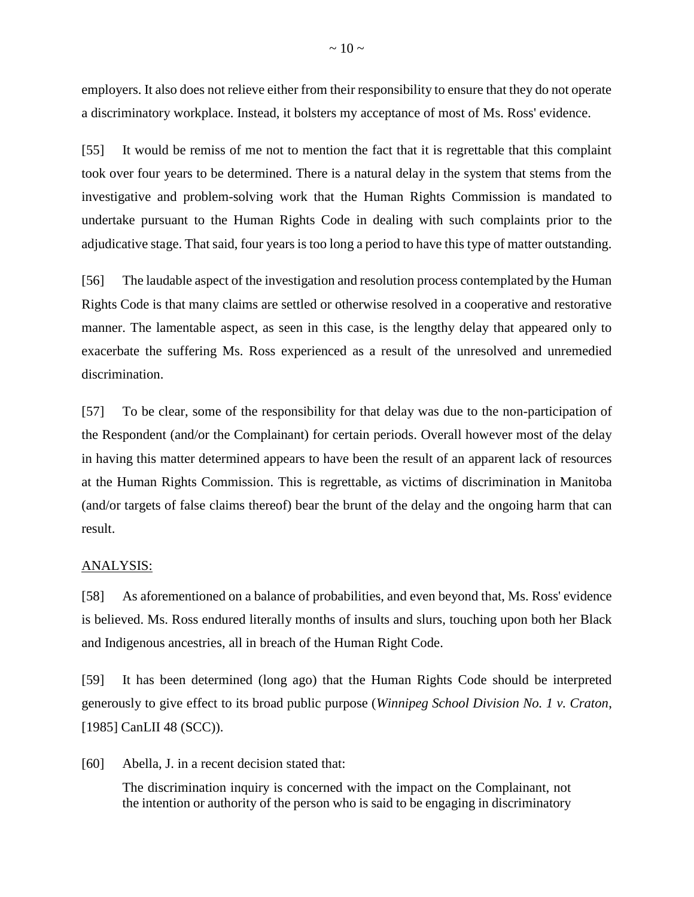employers. It also does not relieve either from their responsibility to ensure that they do not operate a discriminatory workplace. Instead, it bolsters my acceptance of most of Ms. Ross' evidence.

[55] It would be remiss of me not to mention the fact that it is regrettable that this complaint took over four years to be determined. There is a natural delay in the system that stems from the investigative and problem-solving work that the Human Rights Commission is mandated to undertake pursuant to the Human Rights Code in dealing with such complaints prior to the adjudicative stage. That said, four years is too long a period to have this type of matter outstanding.

[56] The laudable aspect of the investigation and resolution process contemplated by the Human Rights Code is that many claims are settled or otherwise resolved in a cooperative and restorative manner. The lamentable aspect, as seen in this case, is the lengthy delay that appeared only to exacerbate the suffering Ms. Ross experienced as a result of the unresolved and unremedied discrimination.

[57] To be clear, some of the responsibility for that delay was due to the non-participation of the Respondent (and/or the Complainant) for certain periods. Overall however most of the delay in having this matter determined appears to have been the result of an apparent lack of resources at the Human Rights Commission. This is regrettable, as victims of discrimination in Manitoba (and/or targets of false claims thereof) bear the brunt of the delay and the ongoing harm that can result.

<u>ANALYSIS:</u>

[58] As aforementioned on a balance of probabilities, and even beyond that, Ms. Ross' evidence is believed. Ms. Ross endured literally months of insults and slurs, touching upon both her Black and Indigenous ancestries, all in breach of the Human Right Code.

[59] It has been determined (long ago) that the Human Rights Code should be interpreted generously to give effect to its broad public purpose (*Winnipeg School Division No. 1 v. Craton*, [1985] CanLII 48 (SCC)).

[60] Abella, J. in a recent decision stated that:

> The discrimination inquiry is concerned with the impact on the Complainant, not the intention or authority of the person who is said to be engaging in discriminatory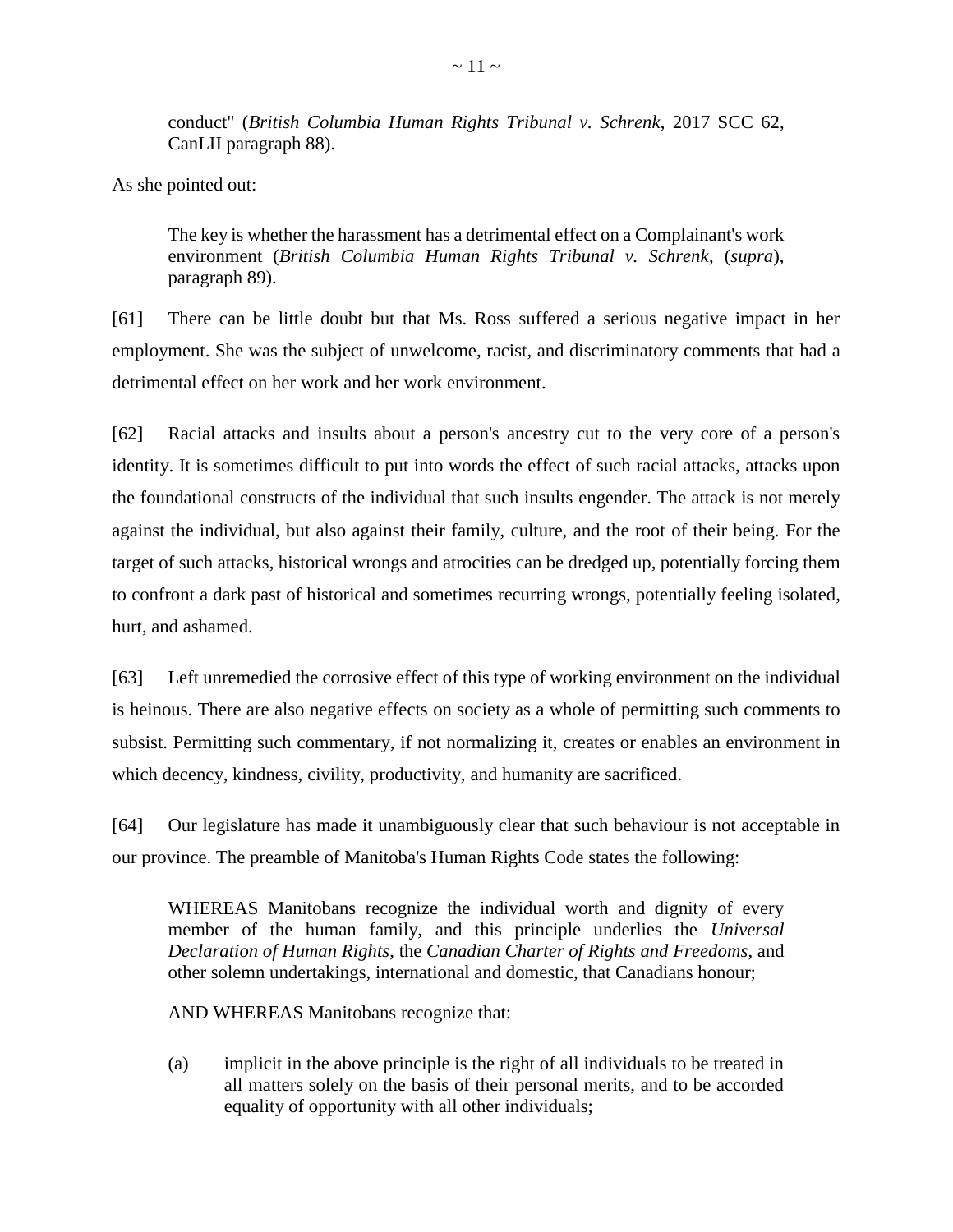> conduct" (*British Columbia Human Rights Tribunal v. Schrenk*, 2017 SCC 62, CanLII paragraph 88).

As she pointed out:

> The key is whether the harassment has a detrimental effect on a Complainant's work environment (*British Columbia Human Rights Tribunal v. Schrenk*, (*supra*), paragraph 89).

[61] There can be little doubt but that Ms. Ross suffered a serious negative impact in her employment. She was the subject of unwelcome, racist, and discriminatory comments that had a detrimental effect on her work and her work environment.

[62] Racial attacks and insults about a person's ancestry cut to the very core of a person's identity. It is sometimes difficult to put into words the effect of such racial attacks, attacks upon the foundational constructs of the individual that such insults engender. The attack is not merely against the individual, but also against their family, culture, and the root of their being. For the target of such attacks, historical wrongs and atrocities can be dredged up, potentially forcing them to confront a dark past of historical and sometimes recurring wrongs, potentially feeling isolated, hurt, and ashamed.

[63] Left unremedied the corrosive effect of this type of working environment on the individual is heinous. There are also negative effects on society as a whole of permitting such comments to subsist. Permitting such commentary, if not normalizing it, creates or enables an environment in which decency, kindness, civility, productivity, and humanity are sacrificed.

[64] Our legislature has made it unambiguously clear that such behaviour is not acceptable in our province. The preamble of Manitoba's Human Rights Code states the following:

> WHEREAS Manitobans recognize the individual worth and dignity of every member of the human family, and this principle underlies the *Universal Declaration of Human Rights*, the *Canadian Charter of Rights and Freedoms*, and other solemn undertakings, international and domestic, that Canadians honour;
>
> AND WHEREAS Manitobans recognize that:
>
> (a) implicit in the above principle is the right of all individuals to be treated in all matters solely on the basis of their personal merits, and to be accorded equality of opportunity with all other individuals;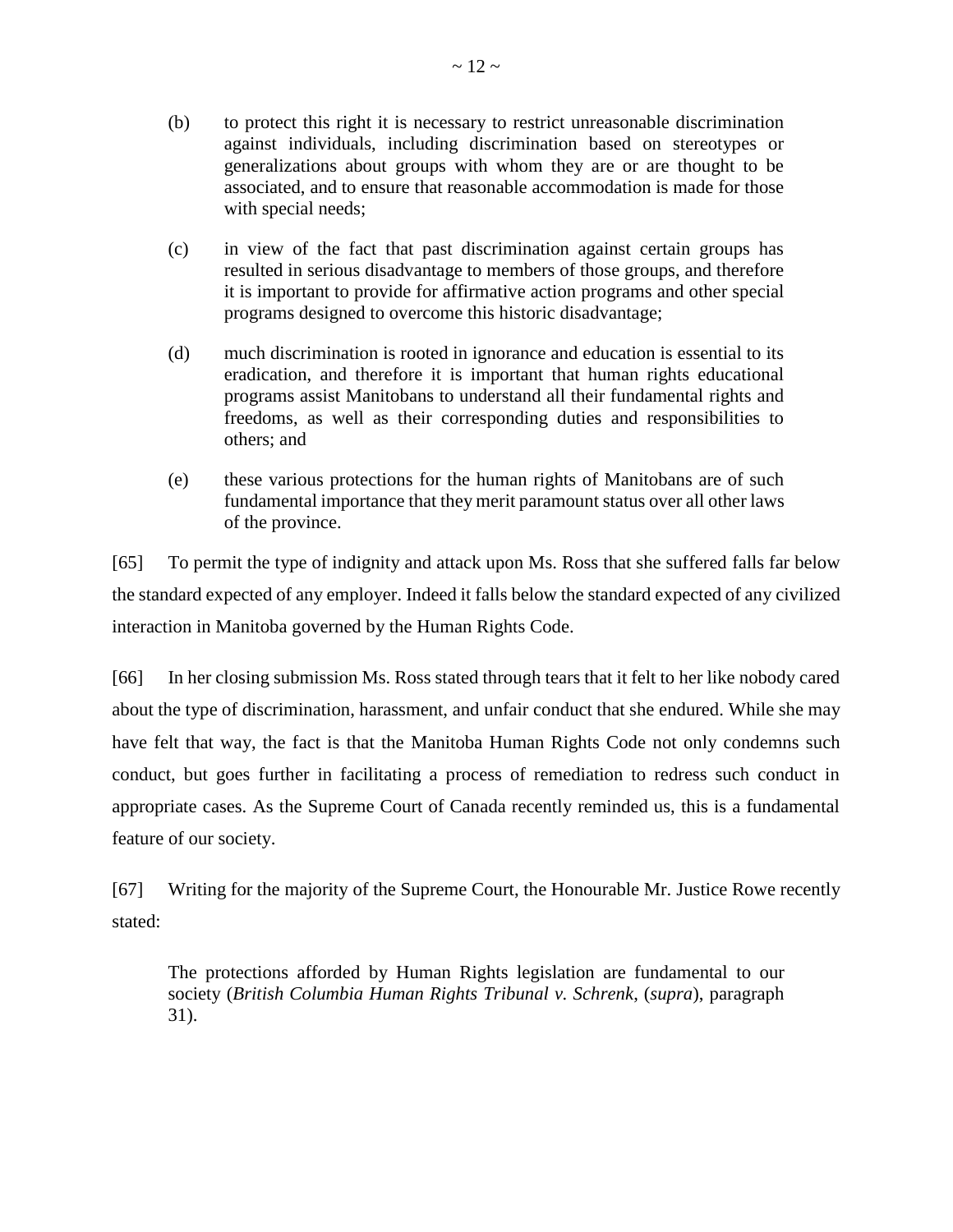(b) to protect this right it is necessary to restrict unreasonable discrimination against individuals, including discrimination based on stereotypes or generalizations about groups with whom they are or are thought to be associated, and to ensure that reasonable accommodation is made for those with special needs;

(c) in view of the fact that past discrimination against certain groups has resulted in serious disadvantage to members of those groups, and therefore it is important to provide for affirmative action programs and other special programs designed to overcome this historic disadvantage;

(d) much discrimination is rooted in ignorance and education is essential to its eradication, and therefore it is important that human rights educational programs assist Manitobans to understand all their fundamental rights and freedoms, as well as their corresponding duties and responsibilities to others; and

(e) these various protections for the human rights of Manitobans are of such fundamental importance that they merit paramount status over all other laws of the province.

[65] To permit the type of indignity and attack upon Ms. Ross that she suffered falls far below the standard expected of any employer. Indeed it falls below the standard expected of any civilized interaction in Manitoba governed by the Human Rights Code.

[66] In her closing submission Ms. Ross stated through tears that it felt to her like nobody cared about the type of discrimination, harassment, and unfair conduct that she endured. While she may have felt that way, the fact is that the Manitoba Human Rights Code not only condemns such conduct, but goes further in facilitating a process of remediation to redress such conduct in appropriate cases. As the Supreme Court of Canada recently reminded us, this is a fundamental feature of our society.

[67] Writing for the majority of the Supreme Court, the Honourable Mr. Justice Rowe recently stated:

> The protections afforded by Human Rights legislation are fundamental to our society (*British Columbia Human Rights Tribunal v. Schrenk*, (*supra*), paragraph 31).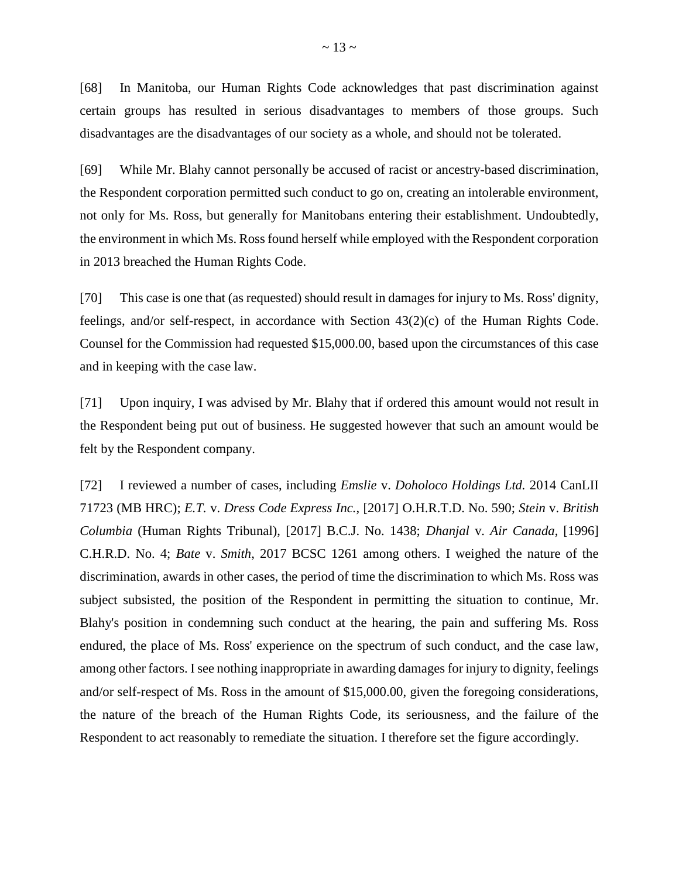[68] In Manitoba, our Human Rights Code acknowledges that past discrimination against certain groups has resulted in serious disadvantages to members of those groups. Such disadvantages are the disadvantages of our society as a whole, and should not be tolerated.

[69] While Mr. Blahy cannot personally be accused of racist or ancestry-based discrimination, the Respondent corporation permitted such conduct to go on, creating an intolerable environment, not only for Ms. Ross, but generally for Manitobans entering their establishment. Undoubtedly, the environment in which Ms. Ross found herself while employed with the Respondent corporation in 2013 breached the Human Rights Code.

[70] This case is one that (as requested) should result in damages for injury to Ms. Ross' dignity, feelings, and/or self-respect, in accordance with Section 43(2)(c) of the Human Rights Code. Counsel for the Commission had requested $15,000.00, based upon the circumstances of this case and in keeping with the case law.

[71] Upon inquiry, I was advised by Mr. Blahy that if ordered this amount would not result in the Respondent being put out of business. He suggested however that such an amount would be felt by the Respondent company.

[72] I reviewed a number of cases, including *Emslie* v. *Doholoco Holdings Ltd.* 2014 CanLII 71723 (MB HRC); *E.T.* v. *Dress Code Express Inc.*, [2017] O.H.R.T.D. No. 590; *Stein* v. *British Columbia* (Human Rights Tribunal), [2017] B.C.J. No. 1438; *Dhanjal* v. *Air Canada*, [1996] C.H.R.D. No. 4; *Bate* v. *Smith*, 2017 BCSC 1261 among others. I weighed the nature of the discrimination, awards in other cases, the period of time the discrimination to which Ms. Ross was subject subsisted, the position of the Respondent in permitting the situation to continue, Mr. Blahy's position in condemning such conduct at the hearing, the pain and suffering Ms. Ross endured, the place of Ms. Ross' experience on the spectrum of such conduct, and the case law, among other factors. I see nothing inappropriate in awarding damages for injury to dignity, feelings and/or self-respect of Ms. Ross in the amount of $15,000.00, given the foregoing considerations, the nature of the breach of the Human Rights Code, its seriousness, and the failure of the Respondent to act reasonably to remediate the situation. I therefore set the figure accordingly.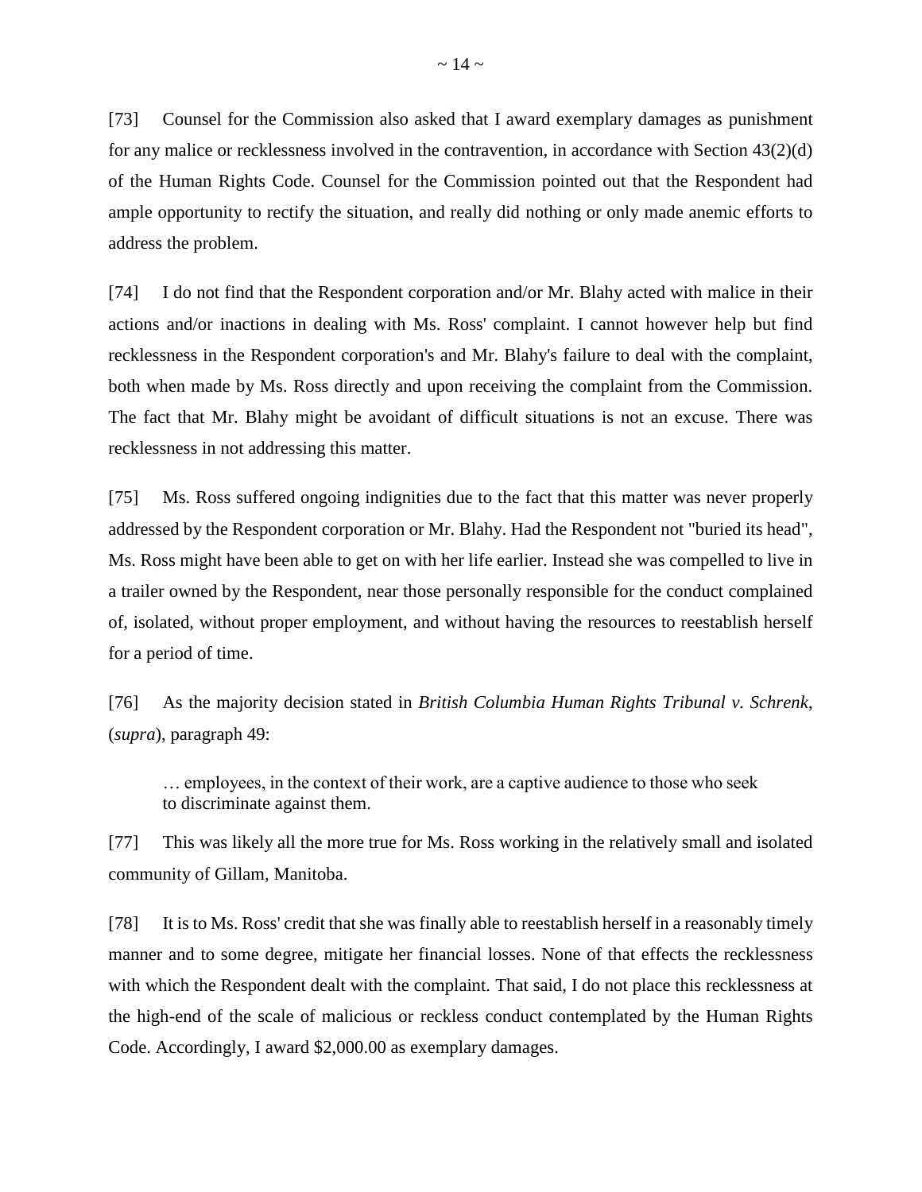[73] Counsel for the Commission also asked that I award exemplary damages as punishment for any malice or recklessness involved in the contravention, in accordance with Section 43(2)(d) of the Human Rights Code. Counsel for the Commission pointed out that the Respondent had ample opportunity to rectify the situation, and really did nothing or only made anemic efforts to address the problem.

[74] I do not find that the Respondent corporation and/or Mr. Blahy acted with malice in their actions and/or inactions in dealing with Ms. Ross' complaint. I cannot however help but find recklessness in the Respondent corporation's and Mr. Blahy's failure to deal with the complaint, both when made by Ms. Ross directly and upon receiving the complaint from the Commission. The fact that Mr. Blahy might be avoidant of difficult situations is not an excuse. There was recklessness in not addressing this matter.

[75] Ms. Ross suffered ongoing indignities due to the fact that this matter was never properly addressed by the Respondent corporation or Mr. Blahy. Had the Respondent not "buried its head", Ms. Ross might have been able to get on with her life earlier. Instead she was compelled to live in a trailer owned by the Respondent, near those personally responsible for the conduct complained of, isolated, without proper employment, and without having the resources to reestablish herself for a period of time.

[76] As the majority decision stated in *British Columbia Human Rights Tribunal v. Schrenk,* (*supra*), paragraph 49:

> … employees, in the context of their work, are a captive audience to those who seek to discriminate against them.

[77] This was likely all the more true for Ms. Ross working in the relatively small and isolated community of Gillam, Manitoba.

[78] It is to Ms. Ross' credit that she was finally able to reestablish herself in a reasonably timely manner and to some degree, mitigate her financial losses. None of that effects the recklessness with which the Respondent dealt with the complaint. That said, I do not place this recklessness at the high-end of the scale of malicious or reckless conduct contemplated by the Human Rights Code. Accordingly, I award $2,000.00 as exemplary damages.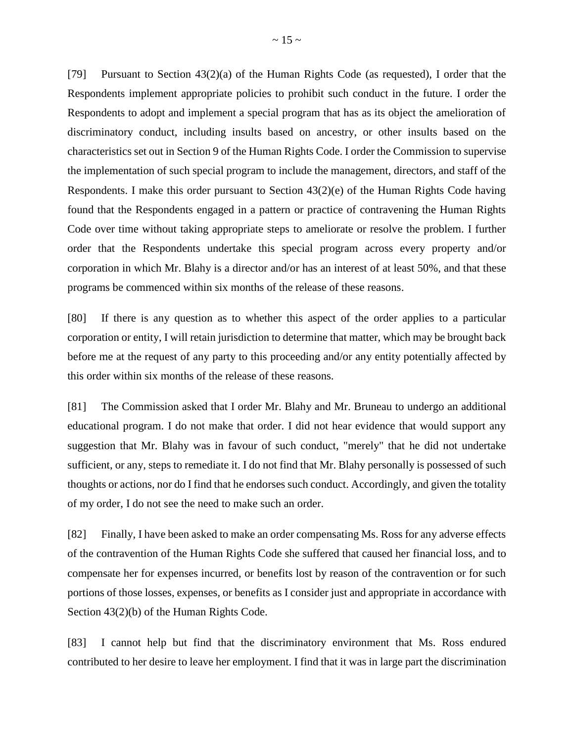[79] Pursuant to Section 43(2)(a) of the Human Rights Code (as requested), I order that the Respondents implement appropriate policies to prohibit such conduct in the future. I order the Respondents to adopt and implement a special program that has as its object the amelioration of discriminatory conduct, including insults based on ancestry, or other insults based on the characteristics set out in Section 9 of the Human Rights Code. I order the Commission to supervise the implementation of such special program to include the management, directors, and staff of the Respondents. I make this order pursuant to Section 43(2)(e) of the Human Rights Code having found that the Respondents engaged in a pattern or practice of contravening the Human Rights Code over time without taking appropriate steps to ameliorate or resolve the problem. I further order that the Respondents undertake this special program across every property and/or corporation in which Mr. Blahy is a director and/or has an interest of at least 50%, and that these programs be commenced within six months of the release of these reasons.

[80] If there is any question as to whether this aspect of the order applies to a particular corporation or entity, I will retain jurisdiction to determine that matter, which may be brought back before me at the request of any party to this proceeding and/or any entity potentially affected by this order within six months of the release of these reasons.

[81] The Commission asked that I order Mr. Blahy and Mr. Bruneau to undergo an additional educational program. I do not make that order. I did not hear evidence that would support any suggestion that Mr. Blahy was in favour of such conduct, "merely" that he did not undertake sufficient, or any, steps to remediate it. I do not find that Mr. Blahy personally is possessed of such thoughts or actions, nor do I find that he endorses such conduct. Accordingly, and given the totality of my order, I do not see the need to make such an order.

[82] Finally, I have been asked to make an order compensating Ms. Ross for any adverse effects of the contravention of the Human Rights Code she suffered that caused her financial loss, and to compensate her for expenses incurred, or benefits lost by reason of the contravention or for such portions of those losses, expenses, or benefits as I consider just and appropriate in accordance with Section 43(2)(b) of the Human Rights Code.

[83] I cannot help but find that the discriminatory environment that Ms. Ross endured contributed to her desire to leave her employment. I find that it was in large part the discrimination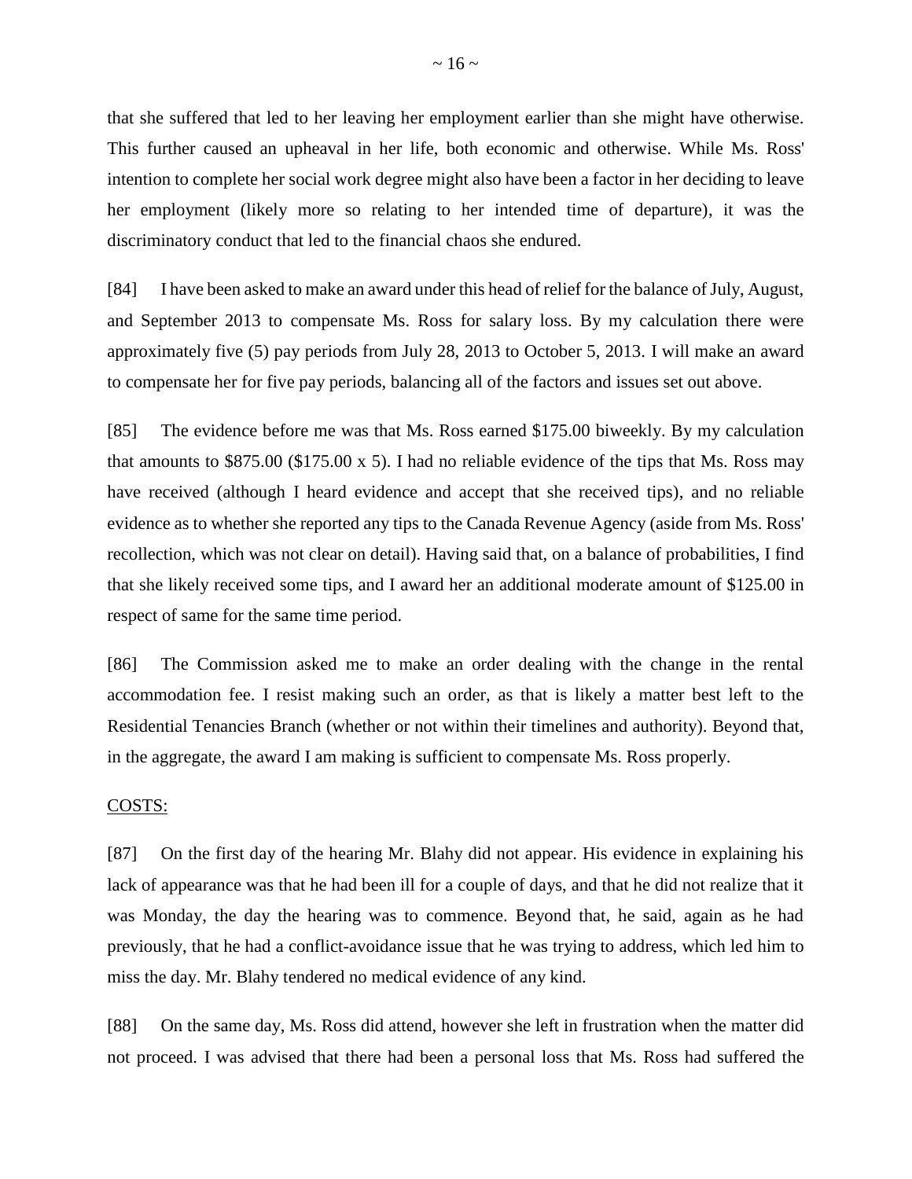that she suffered that led to her leaving her employment earlier than she might have otherwise. This further caused an upheaval in her life, both economic and otherwise. While Ms. Ross' intention to complete her social work degree might also have been a factor in her deciding to leave her employment (likely more so relating to her intended time of departure), it was the discriminatory conduct that led to the financial chaos she endured.

[84] I have been asked to make an award under this head of relief for the balance of July, August, and September 2013 to compensate Ms. Ross for salary loss. By my calculation there were approximately five (5) pay periods from July 28, 2013 to October 5, 2013. I will make an award to compensate her for five pay periods, balancing all of the factors and issues set out above.

[85] The evidence before me was that Ms. Ross earned $175.00 biweekly. By my calculation that amounts to $875.00 ($175.00 x 5). I had no reliable evidence of the tips that Ms. Ross may have received (although I heard evidence and accept that she received tips), and no reliable evidence as to whether she reported any tips to the Canada Revenue Agency (aside from Ms. Ross' recollection, which was not clear on detail). Having said that, on a balance of probabilities, I find that she likely received some tips, and I award her an additional moderate amount of $125.00 in respect of same for the same time period.

[86] The Commission asked me to make an order dealing with the change in the rental accommodation fee. I resist making such an order, as that is likely a matter best left to the Residential Tenancies Branch (whether or not within their timelines and authority). Beyond that, in the aggregate, the award I am making is sufficient to compensate Ms. Ross properly.

COSTS:

[87] On the first day of the hearing Mr. Blahy did not appear. His evidence in explaining his lack of appearance was that he had been ill for a couple of days, and that he did not realize that it was Monday, the day the hearing was to commence. Beyond that, he said, again as he had previously, that he had a conflict-avoidance issue that he was trying to address, which led him to miss the day. Mr. Blahy tendered no medical evidence of any kind.

[88] On the same day, Ms. Ross did attend, however she left in frustration when the matter did not proceed. I was advised that there had been a personal loss that Ms. Ross had suffered the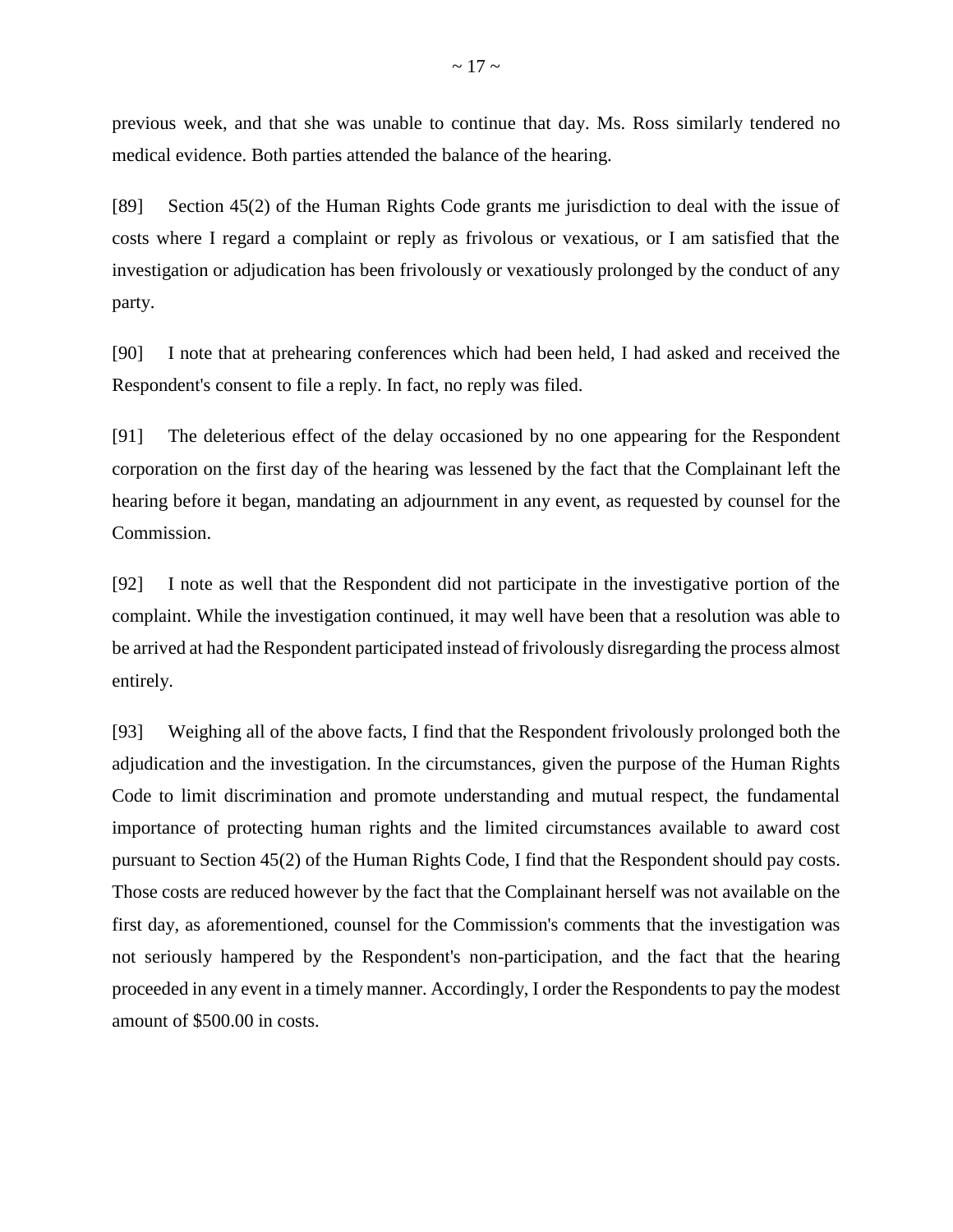previous week, and that she was unable to continue that day. Ms. Ross similarly tendered no medical evidence. Both parties attended the balance of the hearing.

[89] Section 45(2) of the Human Rights Code grants me jurisdiction to deal with the issue of costs where I regard a complaint or reply as frivolous or vexatious, or I am satisfied that the investigation or adjudication has been frivolously or vexatiously prolonged by the conduct of any party.

[90] I note that at prehearing conferences which had been held, I had asked and received the Respondent's consent to file a reply. In fact, no reply was filed.

[91] The deleterious effect of the delay occasioned by no one appearing for the Respondent corporation on the first day of the hearing was lessened by the fact that the Complainant left the hearing before it began, mandating an adjournment in any event, as requested by counsel for the Commission.

[92] I note as well that the Respondent did not participate in the investigative portion of the complaint. While the investigation continued, it may well have been that a resolution was able to be arrived at had the Respondent participated instead of frivolously disregarding the process almost entirely.

[93] Weighing all of the above facts, I find that the Respondent frivolously prolonged both the adjudication and the investigation. In the circumstances, given the purpose of the Human Rights Code to limit discrimination and promote understanding and mutual respect, the fundamental importance of protecting human rights and the limited circumstances available to award cost pursuant to Section 45(2) of the Human Rights Code, I find that the Respondent should pay costs. Those costs are reduced however by the fact that the Complainant herself was not available on the first day, as aforementioned, counsel for the Commission's comments that the investigation was not seriously hampered by the Respondent's non-participation, and the fact that the hearing proceeded in any event in a timely manner. Accordingly, I order the Respondents to pay the modest amount of $500.00 in costs.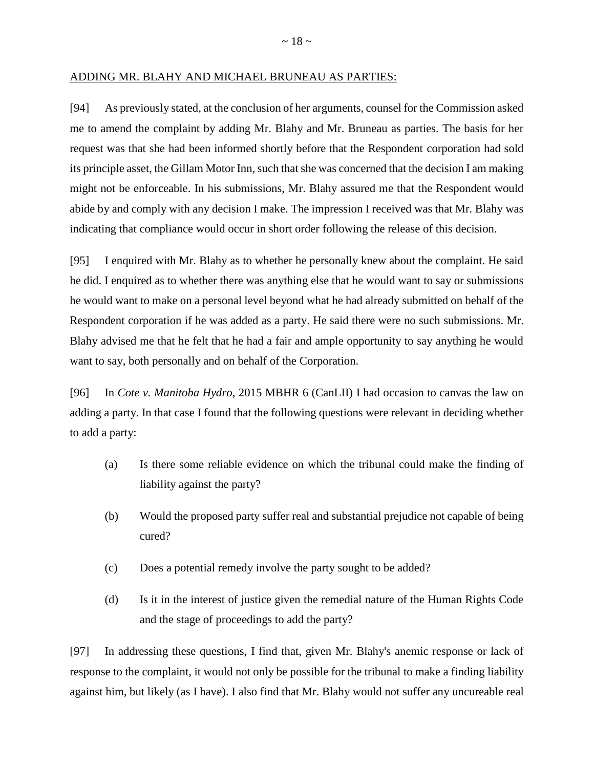ADDING MR. BLAHY AND MICHAEL BRUNEAU AS PARTIES:

[94] As previously stated, at the conclusion of her arguments, counsel for the Commission asked me to amend the complaint by adding Mr. Blahy and Mr. Bruneau as parties. The basis for her request was that she had been informed shortly before that the Respondent corporation had sold its principle asset, the Gillam Motor Inn, such that she was concerned that the decision I am making might not be enforceable. In his submissions, Mr. Blahy assured me that the Respondent would abide by and comply with any decision I make. The impression I received was that Mr. Blahy was indicating that compliance would occur in short order following the release of this decision.

[95] I enquired with Mr. Blahy as to whether he personally knew about the complaint. He said he did. I enquired as to whether there was anything else that he would want to say or submissions he would want to make on a personal level beyond what he had already submitted on behalf of the Respondent corporation if he was added as a party. He said there were no such submissions. Mr. Blahy advised me that he felt that he had a fair and ample opportunity to say anything he would want to say, both personally and on behalf of the Corporation.

[96] In *Cote v. Manitoba Hydro*, 2015 MBHR 6 (CanLII) I had occasion to canvas the law on adding a party. In that case I found that the following questions were relevant in deciding whether to add a party:

(a) Is there some reliable evidence on which the tribunal could make the finding of liability against the party?

(b) Would the proposed party suffer real and substantial prejudice not capable of being cured?

(c) Does a potential remedy involve the party sought to be added?

(d) Is it in the interest of justice given the remedial nature of the Human Rights Code and the stage of proceedings to add the party?

[97] In addressing these questions, I find that, given Mr. Blahy's anemic response or lack of response to the complaint, it would not only be possible for the tribunal to make a finding liability against him, but likely (as I have). I also find that Mr. Blahy would not suffer any uncureable real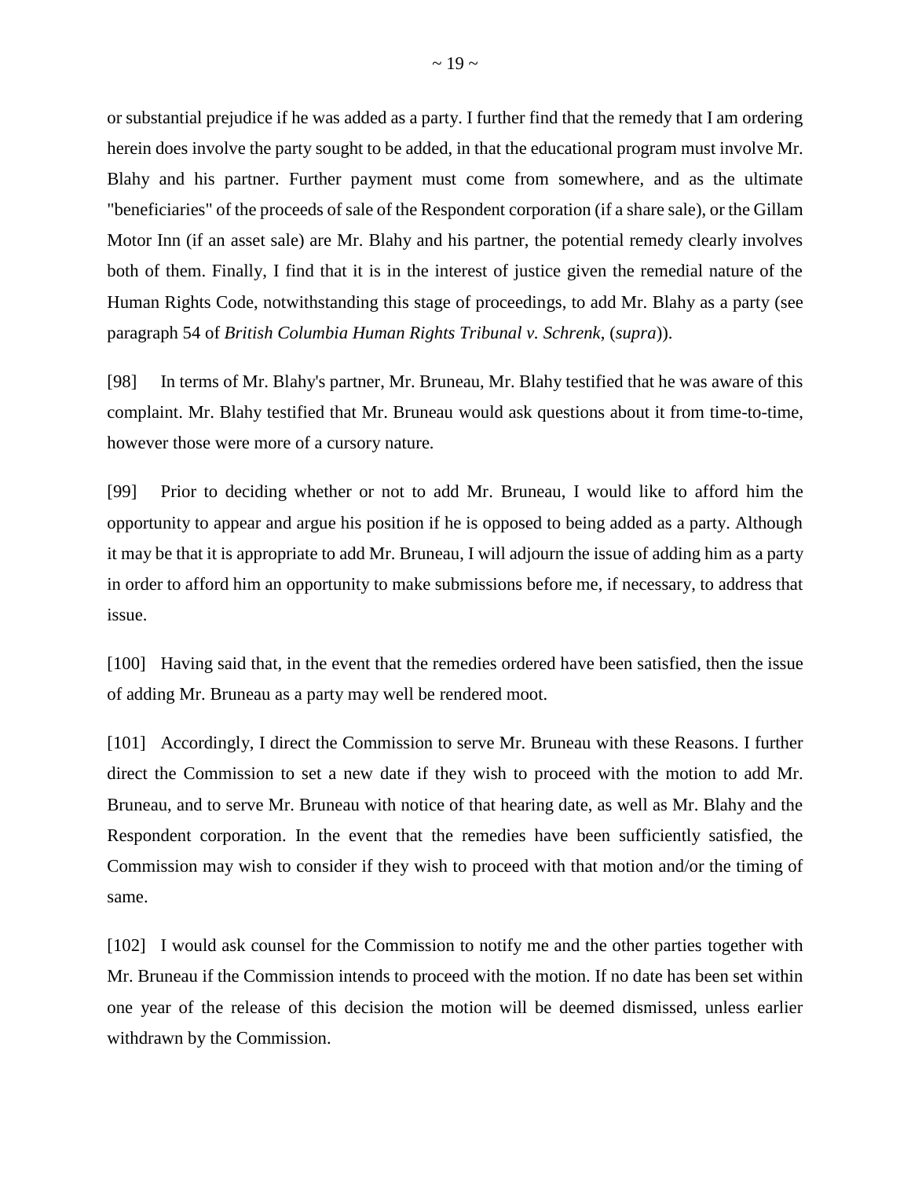or substantial prejudice if he was added as a party. I further find that the remedy that I am ordering herein does involve the party sought to be added, in that the educational program must involve Mr. Blahy and his partner. Further payment must come from somewhere, and as the ultimate "beneficiaries" of the proceeds of sale of the Respondent corporation (if a share sale), or the Gillam Motor Inn (if an asset sale) are Mr. Blahy and his partner, the potential remedy clearly involves both of them. Finally, I find that it is in the interest of justice given the remedial nature of the Human Rights Code, notwithstanding this stage of proceedings, to add Mr. Blahy as a party (see paragraph 54 of *British Columbia Human Rights Tribunal v. Schrenk*, (*supra*)).

[98] In terms of Mr. Blahy's partner, Mr. Bruneau, Mr. Blahy testified that he was aware of this complaint. Mr. Blahy testified that Mr. Bruneau would ask questions about it from time-to-time, however those were more of a cursory nature.

[99] Prior to deciding whether or not to add Mr. Bruneau, I would like to afford him the opportunity to appear and argue his position if he is opposed to being added as a party. Although it may be that it is appropriate to add Mr. Bruneau, I will adjourn the issue of adding him as a party in order to afford him an opportunity to make submissions before me, if necessary, to address that issue.

[100] Having said that, in the event that the remedies ordered have been satisfied, then the issue of adding Mr. Bruneau as a party may well be rendered moot.

[101] Accordingly, I direct the Commission to serve Mr. Bruneau with these Reasons. I further direct the Commission to set a new date if they wish to proceed with the motion to add Mr. Bruneau, and to serve Mr. Bruneau with notice of that hearing date, as well as Mr. Blahy and the Respondent corporation. In the event that the remedies have been sufficiently satisfied, the Commission may wish to consider if they wish to proceed with that motion and/or the timing of same.

[102] I would ask counsel for the Commission to notify me and the other parties together with Mr. Bruneau if the Commission intends to proceed with the motion. If no date has been set within one year of the release of this decision the motion will be deemed dismissed, unless earlier withdrawn by the Commission.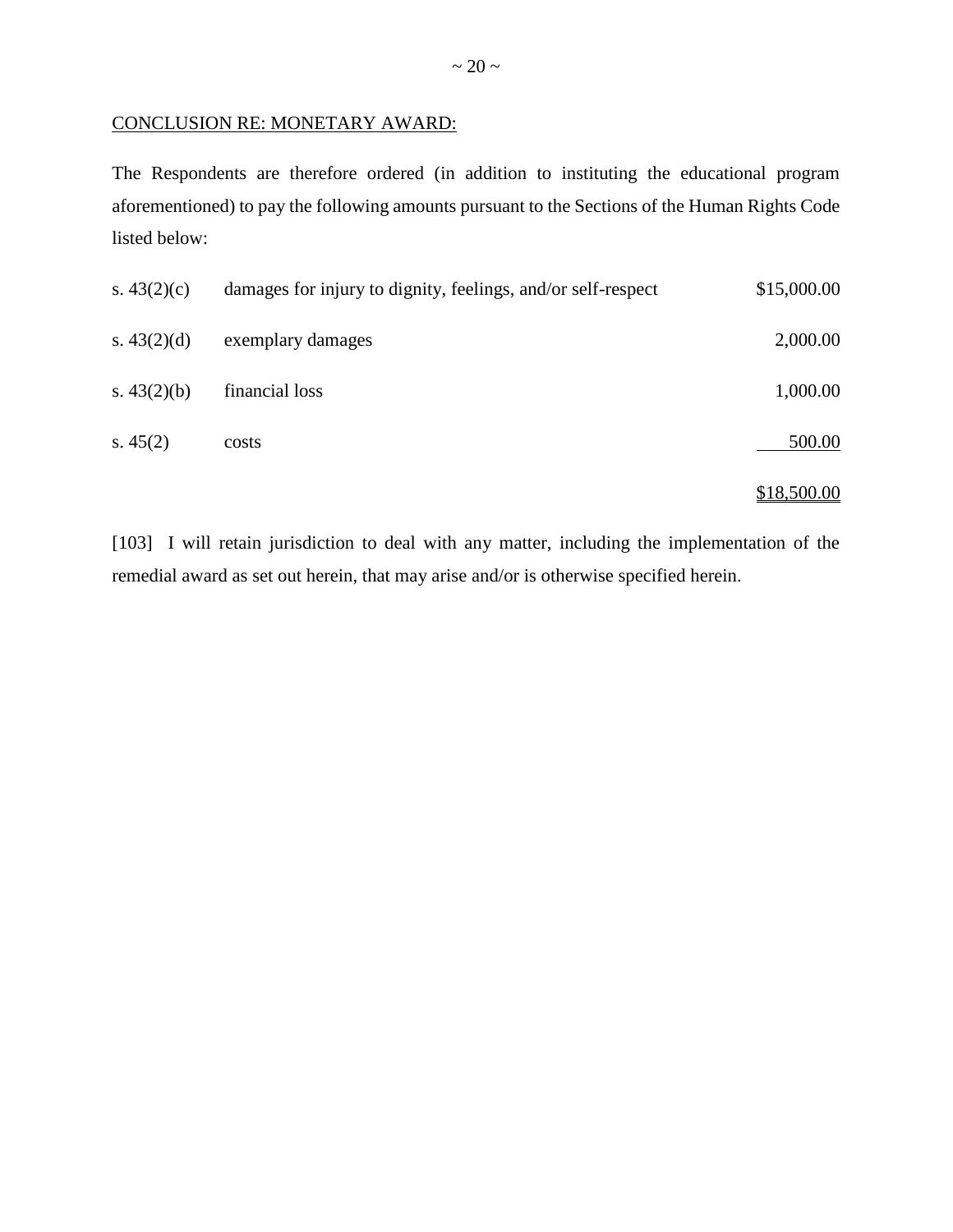CONCLUSION RE: MONETARY AWARD:

The Respondents are therefore ordered (in addition to instituting the educational program aforementioned) to pay the following amounts pursuant to the Sections of the Human Rights Code listed below:

| | | |
|---|---|---|
| s. 43(2)(c) | damages for injury to dignity, feelings, and/or self-respect | $15,000.00 |
| s. 43(2)(d) | exemplary damages | 2,000.00 |
| s. 43(2)(b) | financial loss | 1,000.00 |
| s. 45(2) | costs | 500.00 |
| | | $18,500.00 |

[103] I will retain jurisdiction to deal with any matter, including the implementation of the remedial award as set out herein, that may arise and/or is otherwise specified herein.